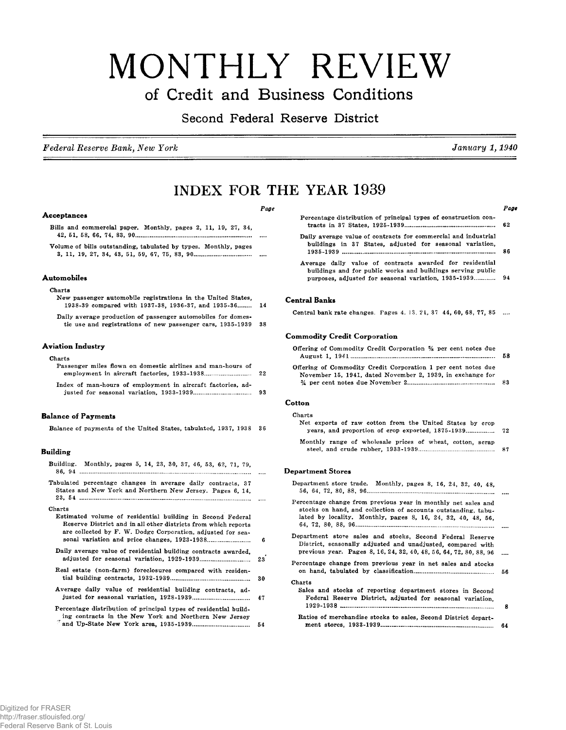# MONTHLY REVIEW

## of Credit and Business Conditions

### Second Federal Reserve District

*Federal Reserve Bank, New York* *January 1, 1940*

## INDEX FOR THE YEAR 1939

Page

### Acceptances

Bills and commercial paper. Monthly, pages 2, 11, 19, 27, 34, 42, 51, 58, 66, 74, 83, 90 ....

Volume of bills outstanding, tabulated by types. Monthly, pages 3, 11, 19, 27, 34, 43, 51, 59, 67, 75, 83, 90 ....

### Automobiles

Charts

New passenger automobile registrations in the United States, 1938-39 compared with 1937-38, 1936-37, and 1935-36 ..... 14

Daily average production of passenger automobiles for domestic use and registrations of new passenger cars, 1935-1939 38

### Aviation Industry

Charts

Passenger miles flown on domestic airlines and man-hours of employment in aircraft factories, 1933-1938 ..... 22

Index of man-hours of employment in aircraft factories, adjusted for seasonal variation, 1933-1939 ..... 93

### Balance of Payments

Balance of payments of the United States, tabulated, 1937, 1938 36

### Building

Building. Monthly, pages 5, 14, 23, 30, 37, 46, 53, 62, 71, 79, 86, 94 ....

Tabulated percentage changes in average daily contracts, 37 States and New York and Northern New Jersey. Pages 6, 14, 23, 54 ....

Charts

Estimated volume of residential building in Second Federal Reserve District and in all other districts from which reports are collected by F. W. Dodge Corporation, adjusted for seasonal variation and price changes, 1923-1938 ..... 6

Daily average value of residential building contracts awarded, adjusted for seasonal variation, 1929-1939 ..... 23

Real estate (non-farm) foreclosures compared with residential building contracts, 1932-1939 ..... 30

Average daily value of residential building contracts, adjusted for seasonal variation, 1928-1939 ..... 47

Percentage distribution of principal types of residential building contracts in the New York and Northern New Jersey and Up-State New York area, 1935-1939 ..... 54

Percentage distribution of principal types of construction contracts in 37 States, 1925-1939 ..... 62

Daily average value of contracts for commercial and industrial buildings in 37 States, adjusted for seasonal variation, 1935-1939 ..... 86

Average daily value of contracts awarded for residential buildings and for public works and buildings serving public purposes, adjusted for seasonal variation, 1935-1939 ..... 94

### Central Banks

Central bank rate changes. Pages 4, 13, 21, 37 44, 60, 68, 77, 85 ....

### Commodity Credit Corporation

Offering of Commodity Credit Corporation ⅝ per cent notes due August 1, 1941 ..... 58

Offering of Commodity Credit Corporation 1 per cent notes due November 15, 1941, dated November 2, 1939, in exchange for ¾ per cent notes due November 2 ..... 83

### Cotton

Charts

Net exports of raw cotton from the United States by crop years, and proportion of crop exported, 1875-1939 ..... 72

Monthly range of wholesale prices of wheat, cotton, scrap steel, and crude rubber, 1933-1939 ..... 87

### Department Stores

Department store trade. Monthly, pages 8, 16, 24, 32, 40, 48, 56, 64, 72, 80, 88, 96 ....

Percentage change from previous year in monthly net sales and stocks on hand, and collection of accounts outstanding, tabulated by locality. Monthly, pages 8, 16, 24, 32, 40, 48, 56, 64, 72, 80, 88, 96 ....

Department store sales and stocks, Second Federal Reserve District, seasonally adjusted and unadjusted, compared with previous year. Pages 8, 16, 24, 32, 40, 48, 56, 64, 72, 80, 88, 96 ....

Percentage change from previous year in net sales and stocks on hand, tabulated by classification ..... 56

Charts

Sales and stocks of reporting department stores in Second Federal Reserve District, adjusted for seasonal variation, 1929-1938 ..... 8

Ratios of merchandise stocks to sales, Second District department stores, 1933-1939 ..... 64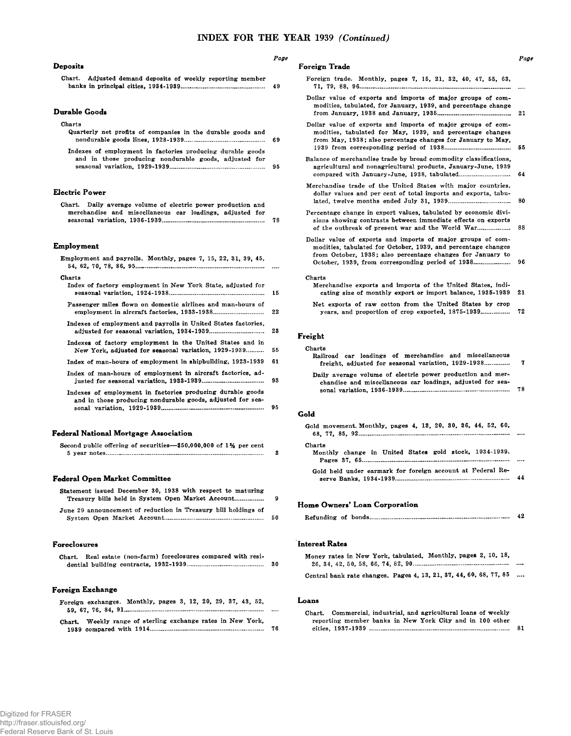# INDEX FOR THE YEAR 1939 *(Continued)*

Page

### Deposits

Chart. Adjusted demand deposits of weekly reporting member banks in principal cities, 1934-1939 ... 49

### Durable Goods

Charts

Quarterly net profits of companies in the durable goods and nondurable goods lines, 1928-1939 ... 69

Indexes of employment in factories producing durable goods and in those producing nondurable goods, adjusted for seasonal variation, 1929-1939 ... 95

### Electric Power

Chart. Daily average volume of electric power production and merchandise and miscellaneous car loadings, adjusted for seasonal variation, 1936-1939 ... 78

### Employment

Employment and payrolls. Monthly, pages 7, 15, 22, 31, 39, 45, 54, 62, 70, 78, 86, 95 ... ....

Charts

Index of factory employment in New York State, adjusted for seasonal variation, 1924-1938 ... 15

Passenger miles flown on domestic airlines and man-hours of employment in aircraft factories, 1933-1938 ... 22

Indexes of employment and payrolls in United States factories, adjusted for seasonal variation, 1934-1939 ... 23

Indexes of factory employment in the United States and in New York, adjusted for seasonal variation, 1929-1939 ... 55

Index of man-hours of employment in shipbuilding, 1923-1939 ... 61

Index of man-hours of employment in aircraft factories, adjusted for seasonal variation, 1933-1939 ... 93

Indexes of employment in factories producing durable goods and in those producing nondurable goods, adjusted for seasonal variation, 1929-1939 ... 95

### Federal National Mortgage Association

Second public offering of securities—$50,000,000 of 1⅝ per cent 5 year notes ... 3

### Federal Open Market Committee

Statement issued December 30, 1938 with respect to maturing Treasury bills held in System Open Market Account ... 9

June 29 announcement of reduction in Treasury bill holdings of System Open Market Account ... 50

### Foreclosures

Chart. Real estate (non-farm) foreclosures compared with residential building contracts, 1932-1939 ... 30

### Foreign Exchange

Foreign exchanges. Monthly, pages 3, 12, 20, 29, 37, 43, 52, 59, 67, 76, 84, 91 ... ....

Chart. Weekly range of sterling exchange rates in New York, 1939 compared with 1914 ... 76

### Foreign Trade

Foreign trade. Monthly, pages 7, 15, 21, 32, 40, 47, 55, 63, 71, 79, 88, 96 ... ....

Dollar value of exports and imports of major groups of commodities, tabulated, for January, 1939, and percentage change from January, 1938 and January, 1935 ... 21

Dollar value of exports and imports of major groups of commodities, tabulated for May, 1939, and percentage changes from May, 1938; also percentage changes for January to May, 1939 from corresponding period of 1938 ... 55

Balance of merchandise trade by broad commodity classifications, agricultural and nonagricultural products, January-June, 1939 compared with January-June, 1938, tabulated ... 64

Merchandise trade of the United States with major countries, dollar values and per cent of total imports and exports, tabulated, twelve months ended July 31, 1939 ... 80

Percentage change in export values, tabulated by economic divisions showing contrasts between immediate effects on exports of the outbreak of present war and the World War ... 88

Dollar value of exports and imports of major groups of commodities, tabulated for October, 1939, and percentage changes from October, 1938; also percentage changes for January to October, 1939, from corresponding period of 1938 ... 96

Charts

Merchandise exports and imports of the United States, indicating size of monthly export or import balance, 1935-1939 ... 21

Net exports of raw cotton from the United States by crop years, and proportion of crop exported, 1875-1939 ... 72

### Freight

Charts

Railroad car loadings of merchandise and miscellaneous freight, adjusted for seasonal variation, 1929-1938 ... 7

Daily average volume of electric power production and merchandise and miscellaneous car loadings, adjusted for seasonal variation, 1936-1939 ... 78

### Gold

Gold movement. Monthly, pages 4, 13, 20, 30, 36, 44, 52, 60, 68, 77, 85, 92 ... ....

Charts

Monthly change in United States gold stock, 1934-1939. Pages 37, 65 ... ....

Gold held under earmark for foreign account at Federal Reserve Banks, 1934-1939 ... 44

### Home Owners' Loan Corporation

Refunding of bonds ... 42

### Interest Rates

Money rates in New York, tabulated. Monthly, pages 2, 10, 18, 26, 34, 42, 50, 58, 66, 74, 82, 90 ... ....

Central bank rate changes. Pages 4, 13, 21, 37, 44, 60, 68, 77, 85 ....

### Loans

Chart. Commercial, industrial, and agricultural loans of weekly reporting member banks in New York City and in 100 other cities, 1937-1939 ... 81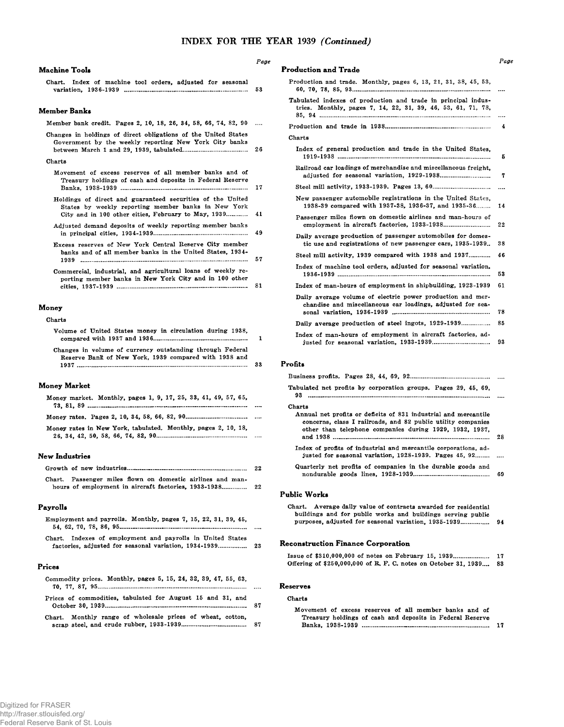# INDEX FOR THE YEAR 1939 *(Continued)*

### Machine Tools

| | Page |
|---|---|
| Chart. Index of machine tool orders, adjusted for seasonal variation, 1936-1939 | 53 |

### Member Banks

| | Page |
|---|---|
| Member bank credit. Pages 2, 10, 18, 26, 34, 58, 66, 74, 82, 90 | .... |
| Changes in holdings of direct obligations of the United States Government by the weekly reporting New York City banks between March 1 and 29, 1939, tabulated | 26 |
| Charts | |
| Movement of excess reserves of all member banks and of Treasury holdings of cash and deposits in Federal Reserve Banks, 1938-1939 | 17 |
| Holdings of direct and guaranteed securities of the United States by weekly reporting member banks in New York City and in 100 other cities, February to May, 1939 | 41 |
| Adjusted demand deposits of weekly reporting member banks in principal cities, 1934-1939 | 49 |
| Excess reserves of New York Central Reserve City member banks and of all member banks in the United States, 1934-1939 | 57 |
| Commercial, industrial, and agricultural loans of weekly reporting member banks in New York City and in 100 other cities, 1937-1939 | 81 |

### Money

| | Page |
|---|---|
| Charts | |
| Volume of United States money in circulation during 1938, compared with 1937 and 1936 | 1 |
| Changes in volume of currency outstanding through Federal Reserve Bank of New York, 1939 compared with 1938 and 1937 | 33 |

### Money Market

| | Page |
|---|---|
| Money market. Monthly, pages 1, 9, 17, 25, 33, 41, 49, 57, 65, 73, 81, 89 | .... |
| Money rates. Pages 2, 10, 34, 58, 66, 82, 90 | .... |
| Money rates in New York, tabulated. Monthly, pages 2, 10, 18, 26, 34, 42, 50, 58, 66, 74, 82, 90 | .... |

### New Industries

| | Page |
|---|---|
| Growth of new industries | 22 |
| Chart. Passenger miles flown on domestic airlines and man-hours of employment in aircraft factories, 1933-1938 | 22 |

### Payrolls

| | Page |
|---|---|
| Employment and payrolls. Monthly, pages 7, 15, 22, 31, 39, 45, 54, 62, 70, 78, 86, 95 | .... |
| Chart. Indexes of employment and payrolls in United States factories, adjusted for seasonal variation, 1934-1939 | 23 |

### Prices

| | Page |
|---|---|
| Commodity prices. Monthly, pages 5, 15, 24, 32, 39, 47, 55, 63, 70, 77, 87, 95 | .... |
| Prices of commodities, tabulated for August 15 and 31, and October 30, 1939 | 87 |
| Chart. Monthly range of wholesale prices of wheat, cotton, scrap steel, and crude rubber, 1933-1939 | 87 |

### Production and Trade

| | Page |
|---|---|
| Production and trade. Monthly, pages 6, 13, 21, 31, 38, 45, 53, 60, 70, 78, 85, 93 | .... |
| Tabulated indexes of production and trade in principal industries. Monthly, pages 7, 14, 22, 31, 39, 46, 53, 61, 71, 78, 85, 94 | .... |
| Production and trade in 1938 | 4 |
| Charts | |
| Index of general production and trade in the United States, 1919-1938 | 5 |
| Railroad car loadings of merchandise and miscellaneous freight, adjusted for seasonal variation, 1929-1938 | 7 |
| Steel mill activity, 1933-1939. Pages 13, 60 | .... |
| New passenger automobile registrations in the United States, 1938-39 compared with 1937-38, 1936-37, and 1935-36 | 14 |
| Passenger miles flown on domestic airlines and man-hours of employment in aircraft factories, 1933-1938 | 22 |
| Daily average production of passenger automobiles for domestic use and registrations of new passenger cars, 1935-1939 | 38 |
| Steel mill activity, 1939 compared with 1938 and 1937 | 46 |
| Index of machine tool orders, adjusted for seasonal variation, 1936-1939 | 53 |
| Index of man-hours of employment in shipbuilding, 1923-1939 | 61 |
| Daily average volume of electric power production and merchandise and miscellaneous car loadings, adjusted for seasonal variation, 1936-1939 | 78 |
| Daily average production of steel ingots, 1929-1939 | 85 |
| Index of man-hours of employment in aircraft factories, adjusted for seasonal variation, 1933-1939 | 93 |

### Profits

| | Page |
|---|---|
| Business profits. Pages 28, 44, 69, 92 | .... |
| Tabulated net profits by corporation groups. Pages 29, 45, 69, 93 | .... |
| Charts | |
| Annual net profits or deficits of 831 industrial and mercantile concerns, class I railroads, and 82 public utility companies other than telephone companies during 1929, 1932, 1937, and 1938 | 28 |
| Index of profits of industrial and mercantile corporations, adjusted for seasonal variation, 1928-1939. Pages 45, 92 | .... |
| Quarterly net profits of companies in the durable goods and nondurable goods lines, 1928-1939 | 69 |

### Public Works

| | Page |
|---|---|
| Chart. Average daily value of contracts awarded for residential buildings and for public works and buildings serving public purposes, adjusted for seasonal variation, 1935-1939 | 94 |

### Reconstruction Finance Corporation

| | Page |
|---|---|
| Issue of $310,000,000 of notes on February 15, 1939 | 17 |
| Offering of $250,000,000 of R. F. C. notes on October 31, 1939 | 83 |

### Reserves

| | Page |
|---|---|
| Charts | |
| Movement of excess reserves of all member banks and of Treasury holdings of cash and deposits in Federal Reserve Banks, 1938-1939 | 17 |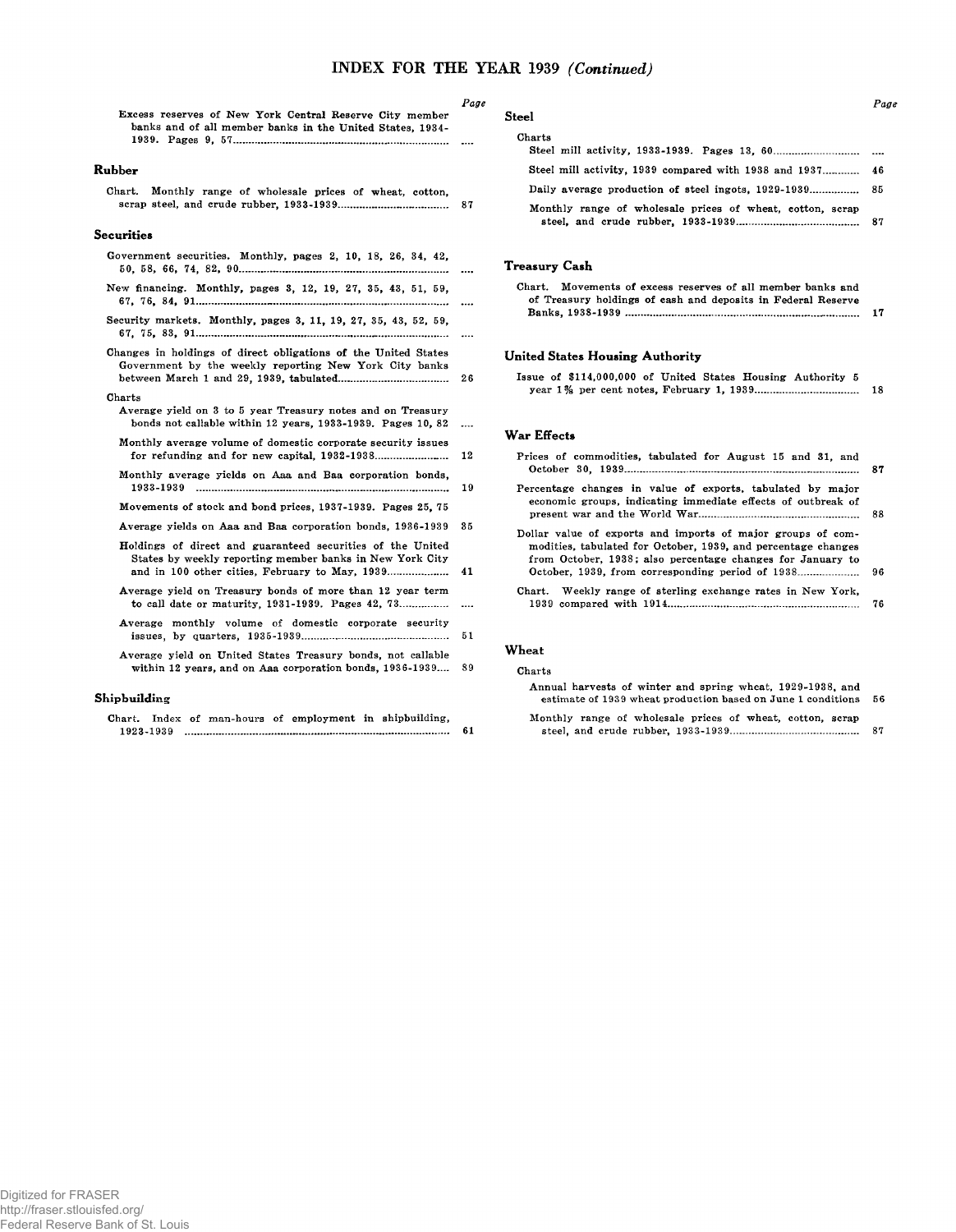# INDEX FOR THE YEAR 1939 *(Continued)*

| | Page |
|---|---|
| Excess reserves of New York Central Reserve City member banks and of all member banks in the United States, 1934-1939. Pages 9, 57 | .... |

## Rubber

| | |
|---|---|
| Chart. Monthly range of wholesale prices of wheat, cotton, scrap steel, and crude rubber, 1933-1939 | 87 |

## Securities

| | |
|---|---|
| Government securities. Monthly, pages 2, 10, 18, 26, 34, 42, 50, 58, 66, 74, 82, 90 | .... |
| New financing. Monthly, pages 3, 12, 19, 27, 35, 43, 51, 59, 67, 76, 84, 91 | .... |
| Security markets. Monthly, pages 3, 11, 19, 27, 35, 43, 52, 59, 67, 75, 83, 91 | .... |
| Changes in holdings of direct obligations of the United States Government by the weekly reporting New York City banks between March 1 and 29, 1939, tabulated | 26 |

Charts

| | |
|---|---|
| Average yield on 3 to 5 year Treasury notes and on Treasury bonds not callable within 12 years, 1933-1939. Pages 10, 82 | .... |
| Monthly average volume of domestic corporate security issues for refunding and for new capital, 1932-1938 | 12 |
| Monthly average yields on Aaa and Baa corporation bonds, 1933-1939 | 19 |
| Movements of stock and bond prices, 1937-1939. Pages 25, 75 | |
| Average yields on Aaa and Baa corporation bonds, 1936-1939 | 35 |
| Holdings of direct and guaranteed securities of the United States by weekly reporting member banks in New York City and in 100 other cities, February to May, 1939 | 41 |
| Average yield on Treasury bonds of more than 12 year term to call date or maturity, 1931-1939. Pages 42, 73 | .... |
| Average monthly volume of domestic corporate security issues, by quarters, 1935-1939 | 51 |
| Average yield on United States Treasury bonds, not callable within 12 years, and on Aaa corporation bonds, 1936-1939 | 89 |

## Shipbuilding

| | |
|---|---|
| Chart. Index of man-hours of employment in shipbuilding, 1923-1939 | 61 |

## Steel

Charts

| | Page |
|---|---|
| Steel mill activity, 1933-1939. Pages 13, 60 | .... |
| Steel mill activity, 1939 compared with 1938 and 1937 | 46 |
| Daily average production of steel ingots, 1929-1939 | 85 |
| Monthly range of wholesale prices of wheat, cotton, scrap steel, and crude rubber, 1933-1939 | 87 |

## Treasury Cash

| | |
|---|---|
| Chart. Movements of excess reserves of all member banks and of Treasury holdings of cash and deposits in Federal Reserve Banks, 1938-1939 | 17 |

## United States Housing Authority

| | |
|---|---|
| Issue of $114,000,000 of United States Housing Authority 5 year 1⅜ per cent notes, February 1, 1939 | 18 |

## War Effects

| | |
|---|---|
| Prices of commodities, tabulated for August 15 and 31, and October 30, 1939 | 87 |
| Percentage changes in value of exports, tabulated by major economic groups, indicating immediate effects of outbreak of present war and the World War | 88 |
| Dollar value of exports and imports of major groups of commodities, tabulated for October, 1939, and percentage changes from October, 1938; also percentage changes for January to October, 1939, from corresponding period of 1938 | 96 |
| Chart. Weekly range of sterling exchange rates in New York, 1939 compared with 1914 | 76 |

## Wheat

Charts

| | |
|---|---|
| Annual harvests of winter and spring wheat, 1929-1938, and estimate of 1939 wheat production based on June 1 conditions | 56 |
| Monthly range of wholesale prices of wheat, cotton, scrap steel, and crude rubber, 1933-1939 | 87 |